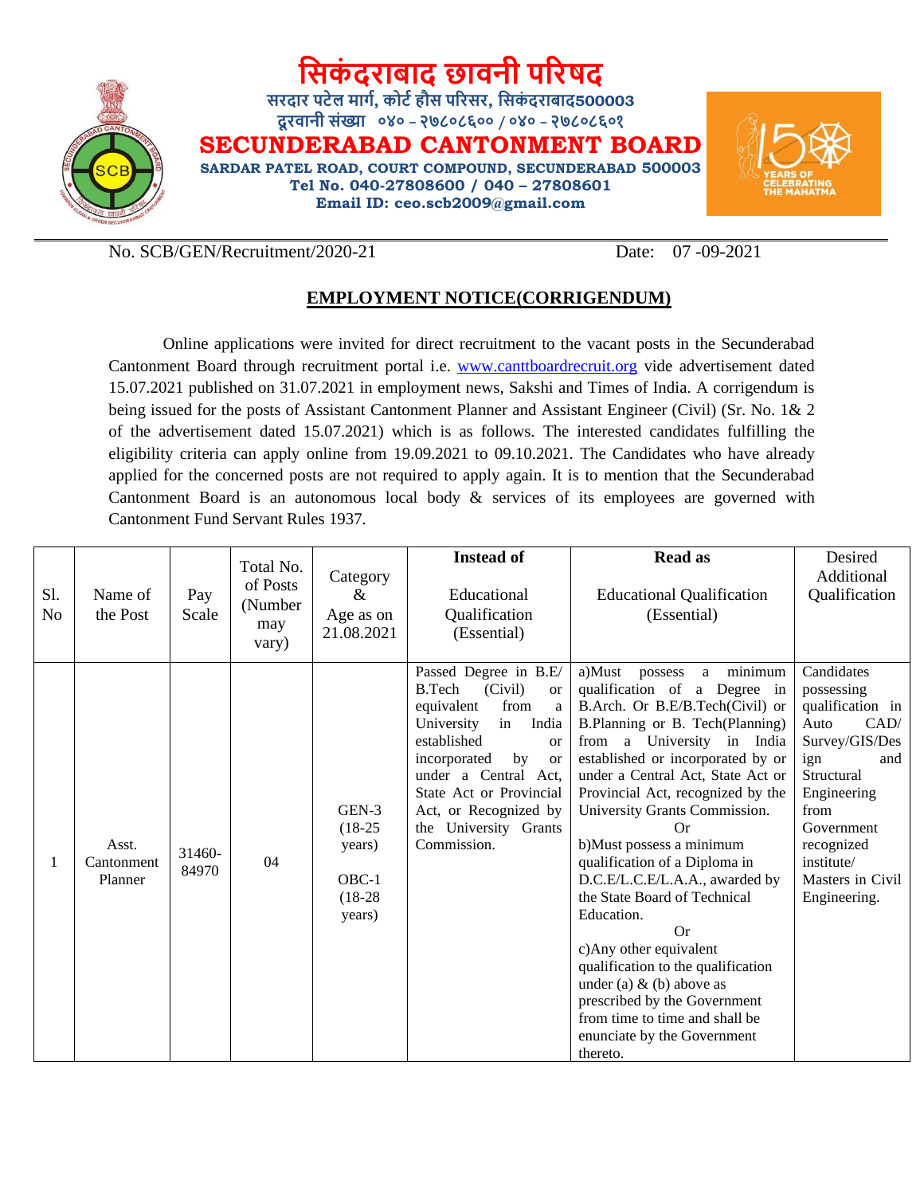# सिकंदराबाद छावनी परिषद

सरदार पटेल मार्ग, कोर्ट हौस परिसर, सिकंदराबाद500003

दूरवानी संख्या ०४० – २७८०८६०० / ०४० – २७८०८६०१

# SECUNDERABAD CANTONMENT BOARD

**SARDAR PATEL ROAD, COURT COMPOUND, SECUNDERABAD 500003**

**Tel No. 040-27808600 / 040 – 27808601**

**Email ID: ceo.scb2009@gmail.com**

No. SCB/GEN/Recruitment/2020-21 Date: 07 -09-2021

## EMPLOYMENT NOTICE(CORRIGENDUM)

Online applications were invited for direct recruitment to the vacant posts in the Secunderabad Cantonment Board through recruitment portal i.e. www.canttboardrecruit.org vide advertisement dated 15.07.2021 published on 31.07.2021 in employment news, Sakshi and Times of India. A corrigendum is being issued for the posts of Assistant Cantonment Planner and Assistant Engineer (Civil) (Sr. No. 1& 2 of the advertisement dated 15.07.2021) which is as follows. The interested candidates fulfilling the eligibility criteria can apply online from 19.09.2021 to 09.10.2021. The Candidates who have already applied for the concerned posts are not required to apply again. It is to mention that the Secunderabad Cantonment Board is an autonomous local body & services of its employees are governed with Cantonment Fund Servant Rules 1937.

| Sl. No | Name of the Post | Pay Scale | Total No. of Posts (Number may vary) | Category & Age as on 21.08.2021 | **Instead of** Educational Qualification (Essential) | **Read as** Educational Qualification (Essential) | Desired Additional Qualification |
|---|---|---|---|---|---|---|---|
| 1 | Asst. Cantonment Planner | 31460-84970 | 04 | GEN-3 (18-25 years) OBC-1 (18-28 years) | Passed Degree in B.E/ B.Tech (Civil) or equivalent from a University in India established or incorporated by or under a Central Act, State Act or Provincial Act, or Recognized by the University Grants Commission. | a)Must possess a minimum qualification of a Degree in B.Arch. Or B.E/B.Tech(Civil) or B.Planning or B. Tech(Planning) from a University in India established or incorporated by or under a Central Act, State Act or Provincial Act, recognized by the University Grants Commission.<br>Or<br>b)Must possess a minimum qualification of a Diploma in D.C.E/L.C.E/L.A.A., awarded by the State Board of Technical Education.<br>Or<br>c)Any other equivalent qualification to the qualification under (a) & (b) above as prescribed by the Government from time to time and shall be enunciate by the Government thereto. | Candidates possessing qualification in Auto CAD/ Survey/GIS/Design and Structural Engineering from Government recognized institute/ Masters in Civil Engineering. |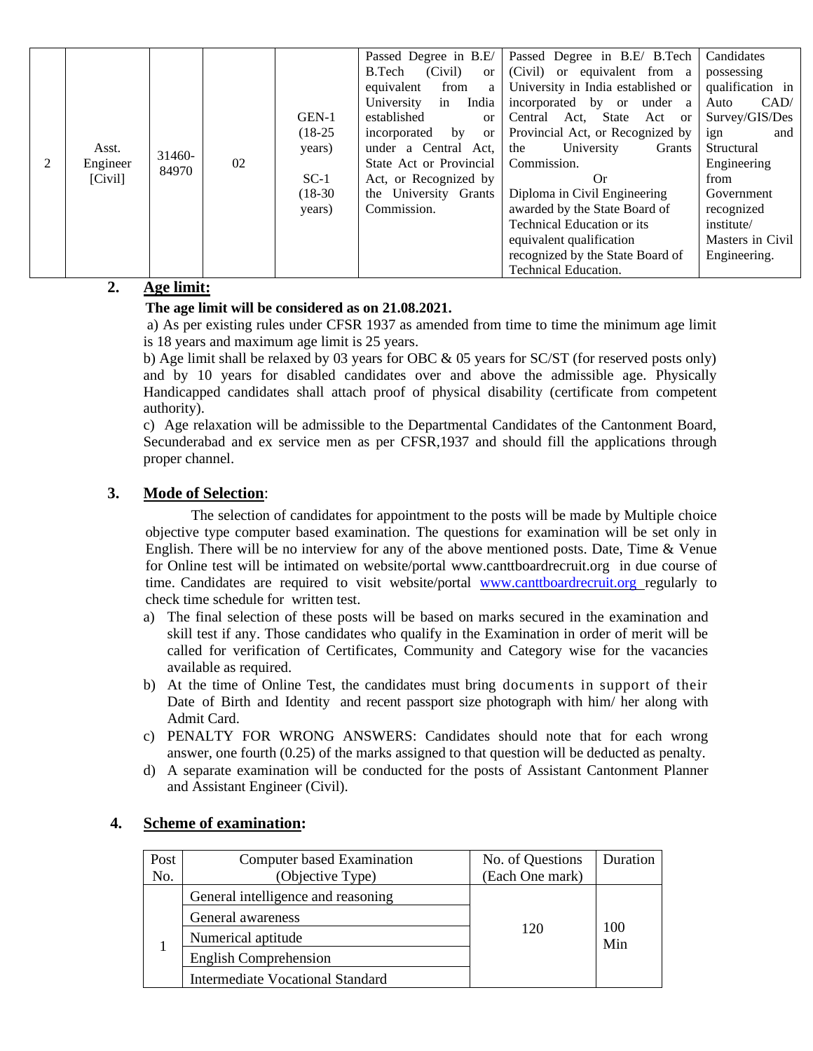| 2 | Asst. Engineer [Civil] | 31460-84970 | 02 | GEN-1 (18-25 years) SC-1 (18-30 years) | Passed Degree in B.E/ B.Tech (Civil) or equivalent from a University in India established or incorporated by or under a Central Act, State Act or Provincial Act, or Recognized by the University Grants Commission. | Passed Degree in B.E/ B.Tech (Civil) or equivalent from a University in India established or incorporated by or under a Central Act, State Act or Provincial Act, or Recognized by the University Grants Commission. Or Diploma in Civil Engineering awarded by the State Board of Technical Education or its equivalent qualification recognized by the State Board of Technical Education. | Candidates possessing qualification in Auto CAD/ Survey/GIS/Design and Structural Engineering from Government recognized institute/ Masters in Civil Engineering. |
|---|---|---|---|---|---|---|---|

**2. Age limit:**

**The age limit will be considered as on 21.08.2021.**

a) As per existing rules under CFSR 1937 as amended from time to time the minimum age limit is 18 years and maximum age limit is 25 years.

b) Age limit shall be relaxed by 03 years for OBC & 05 years for SC/ST (for reserved posts only) and by 10 years for disabled candidates over and above the admissible age. Physically Handicapped candidates shall attach proof of physical disability (certificate from competent authority).

c) Age relaxation will be admissible to the Departmental Candidates of the Cantonment Board, Secunderabad and ex service men as per CFSR,1937 and should fill the applications through proper channel.

**3. Mode of Selection**:

The selection of candidates for appointment to the posts will be made by Multiple choice objective type computer based examination. The questions for examination will be set only in English. There will be no interview for any of the above mentioned posts. Date, Time & Venue for Online test will be intimated on website/portal www.canttboardrecruit.org in due course of time. Candidates are required to visit website/portal www.canttboardrecruit.org regularly to check time schedule for written test.

a) The final selection of these posts will be based on marks secured in the examination and skill test if any. Those candidates who qualify in the Examination in order of merit will be called for verification of Certificates, Community and Category wise for the vacancies available as required.

b) At the time of Online Test, the candidates must bring documents in support of their Date of Birth and Identity and recent passport size photograph with him/ her along with Admit Card.

c) PENALTY FOR WRONG ANSWERS: Candidates should note that for each wrong answer, one fourth (0.25) of the marks assigned to that question will be deducted as penalty.

d) A separate examination will be conducted for the posts of Assistant Cantonment Planner and Assistant Engineer (Civil).

**4. Scheme of examination:**

| Post No. | Computer based Examination (Objective Type) | No. of Questions (Each One mark) | Duration |
|---|---|---|---|
| 1 | General intelligence and reasoning | 120 | 100 Min |
| | General awareness | | |
| | Numerical aptitude | | |
| | English Comprehension | | |
| | Intermediate Vocational Standard | | |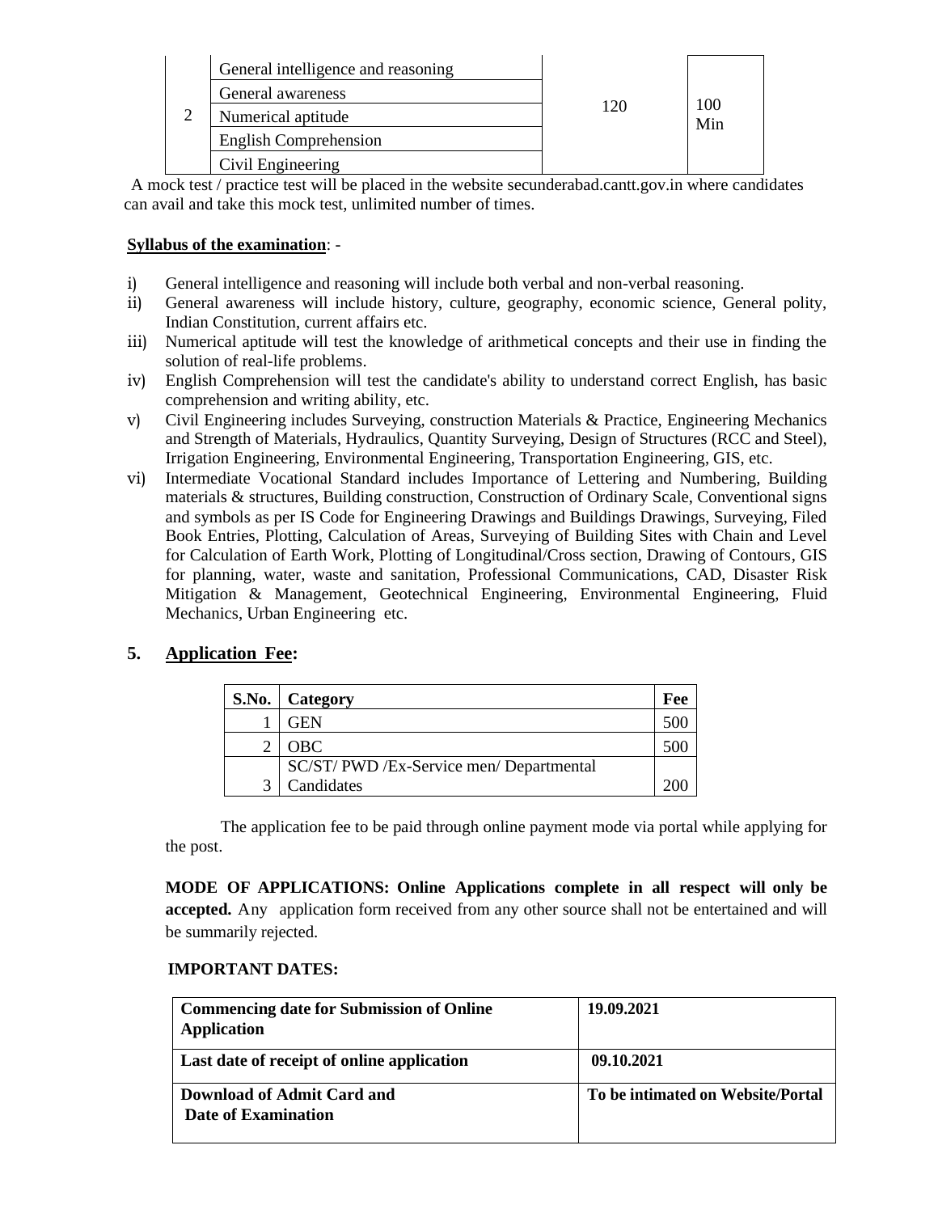| | | | |
|---|---|---|---|
| 2 | General intelligence and reasoning | 120 | 100 Min |
| | General awareness | | |
| | Numerical aptitude | | |
| | English Comprehension | | |
| | Civil Engineering | | |

A mock test / practice test will be placed in the website secunderabad.cantt.gov.in where candidates can avail and take this mock test, unlimited number of times.

**Syllabus of the examination**: -

i) General intelligence and reasoning will include both verbal and non-verbal reasoning.
ii) General awareness will include history, culture, geography, economic science, General polity, Indian Constitution, current affairs etc.
iii) Numerical aptitude will test the knowledge of arithmetical concepts and their use in finding the solution of real-life problems.
iv) English Comprehension will test the candidate's ability to understand correct English, has basic comprehension and writing ability, etc.
v) Civil Engineering includes Surveying, construction Materials & Practice, Engineering Mechanics and Strength of Materials, Hydraulics, Quantity Surveying, Design of Structures (RCC and Steel), Irrigation Engineering, Environmental Engineering, Transportation Engineering, GIS, etc.
vi) Intermediate Vocational Standard includes Importance of Lettering and Numbering, Building materials & structures, Building construction, Construction of Ordinary Scale, Conventional signs and symbols as per IS Code for Engineering Drawings and Buildings Drawings, Surveying, Filed Book Entries, Plotting, Calculation of Areas, Surveying of Building Sites with Chain and Level for Calculation of Earth Work, Plotting of Longitudinal/Cross section, Drawing of Contours, GIS for planning, water, waste and sanitation, Professional Communications, CAD, Disaster Risk Mitigation & Management, Geotechnical Engineering, Environmental Engineering, Fluid Mechanics, Urban Engineering etc.

## 5. Application Fee:

| S.No. | Category | Fee |
|---|---|---|
| 1 | GEN | 500 |
| 2 | OBC | 500 |
| 3 | SC/ST/ PWD /Ex-Service men/ Departmental Candidates | 200 |

The application fee to be paid through online payment mode via portal while applying for the post.

**MODE OF APPLICATIONS: Online Applications complete in all respect will only be accepted.** Any application form received from any other source shall not be entertained and will be summarily rejected.

**IMPORTANT DATES:**

| | |
|---|---|
| **Commencing date for Submission of Online Application** | **19.09.2021** |
| **Last date of receipt of online application** | **09.10.2021** |
| **Download of Admit Card and Date of Examination** | **To be intimated on Website/Portal** |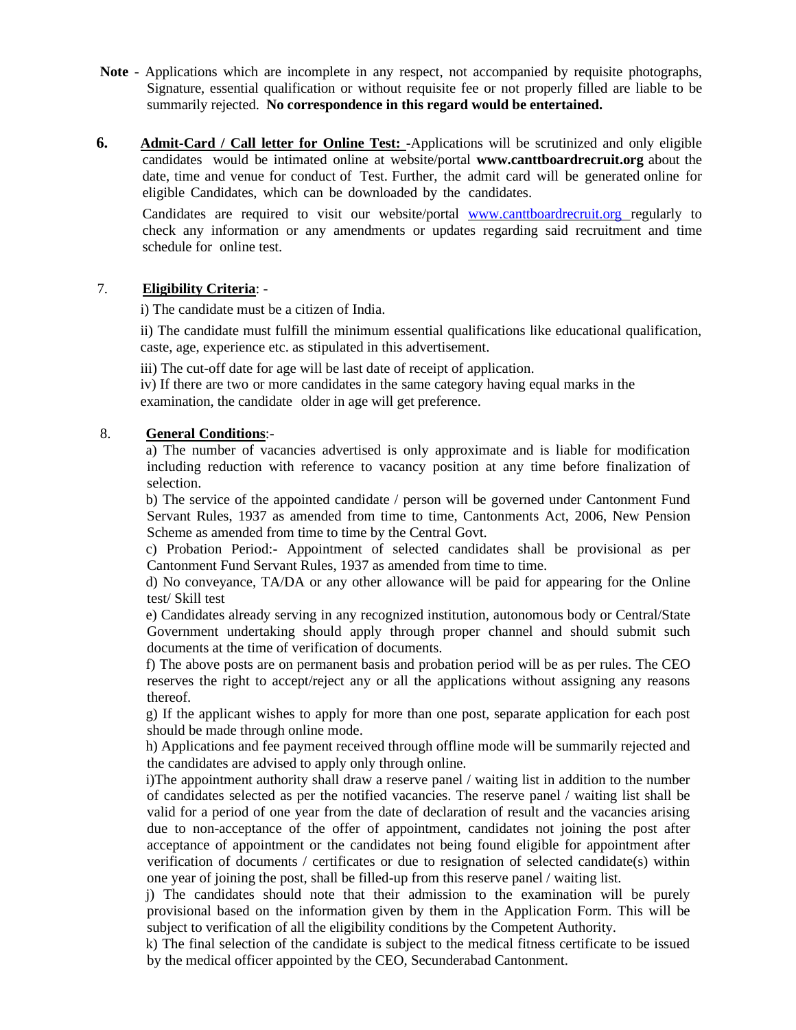**Note** - Applications which are incomplete in any respect, not accompanied by requisite photographs, Signature, essential qualification or without requisite fee or not properly filled are liable to be summarily rejected. **No correspondence in this regard would be entertained.**

**6.** **Admit-Card / Call letter for Online Test:** -Applications will be scrutinized and only eligible candidates would be intimated online at website/portal **www.canttboardrecruit.org** about the date, time and venue for conduct of Test. Further, the admit card will be generated online for eligible Candidates, which can be downloaded by the candidates.

Candidates are required to visit our website/portal www.canttboardrecruit.org regularly to check any information or any amendments or updates regarding said recruitment and time schedule for online test.

7. **Eligibility Criteria**: -

i) The candidate must be a citizen of India.

ii) The candidate must fulfill the minimum essential qualifications like educational qualification, caste, age, experience etc. as stipulated in this advertisement.

iii) The cut-off date for age will be last date of receipt of application.

iv) If there are two or more candidates in the same category having equal marks in the examination, the candidate older in age will get preference.

8. **General Conditions**:-

a) The number of vacancies advertised is only approximate and is liable for modification including reduction with reference to vacancy position at any time before finalization of selection.

b) The service of the appointed candidate / person will be governed under Cantonment Fund Servant Rules, 1937 as amended from time to time, Cantonments Act, 2006, New Pension Scheme as amended from time to time by the Central Govt.

c) Probation Period:- Appointment of selected candidates shall be provisional as per Cantonment Fund Servant Rules, 1937 as amended from time to time.

d) No conveyance, TA/DA or any other allowance will be paid for appearing for the Online test/ Skill test

e) Candidates already serving in any recognized institution, autonomous body or Central/State Government undertaking should apply through proper channel and should submit such documents at the time of verification of documents.

f) The above posts are on permanent basis and probation period will be as per rules. The CEO reserves the right to accept/reject any or all the applications without assigning any reasons thereof.

g) If the applicant wishes to apply for more than one post, separate application for each post should be made through online mode.

h) Applications and fee payment received through offline mode will be summarily rejected and the candidates are advised to apply only through online.

i)The appointment authority shall draw a reserve panel / waiting list in addition to the number of candidates selected as per the notified vacancies. The reserve panel / waiting list shall be valid for a period of one year from the date of declaration of result and the vacancies arising due to non-acceptance of the offer of appointment, candidates not joining the post after acceptance of appointment or the candidates not being found eligible for appointment after verification of documents / certificates or due to resignation of selected candidate(s) within one year of joining the post, shall be filled-up from this reserve panel / waiting list.

j) The candidates should note that their admission to the examination will be purely provisional based on the information given by them in the Application Form. This will be subject to verification of all the eligibility conditions by the Competent Authority.

k) The final selection of the candidate is subject to the medical fitness certificate to be issued by the medical officer appointed by the CEO, Secunderabad Cantonment.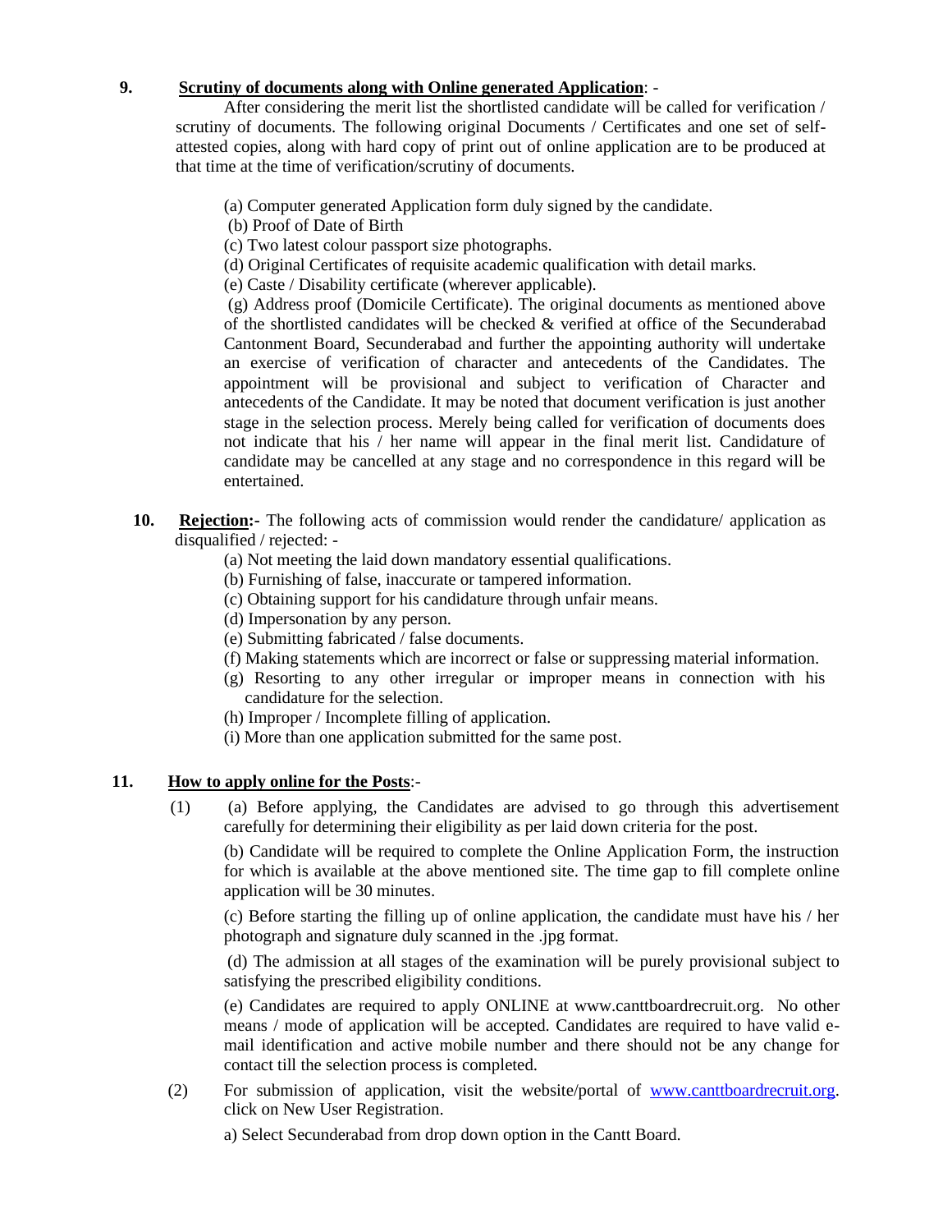**9. Scrutiny of documents along with Online generated Application**: -

After considering the merit list the shortlisted candidate will be called for verification / scrutiny of documents. The following original Documents / Certificates and one set of self-attested copies, along with hard copy of print out of online application are to be produced at that time at the time of verification/scrutiny of documents.

(a) Computer generated Application form duly signed by the candidate.

(b) Proof of Date of Birth

(c) Two latest colour passport size photographs.

(d) Original Certificates of requisite academic qualification with detail marks.

(e) Caste / Disability certificate (wherever applicable).

(g) Address proof (Domicile Certificate). The original documents as mentioned above of the shortlisted candidates will be checked & verified at office of the Secunderabad Cantonment Board, Secunderabad and further the appointing authority will undertake an exercise of verification of character and antecedents of the Candidates. The appointment will be provisional and subject to verification of Character and antecedents of the Candidate. It may be noted that document verification is just another stage in the selection process. Merely being called for verification of documents does not indicate that his / her name will appear in the final merit list. Candidature of candidate may be cancelled at any stage and no correspondence in this regard will be entertained.

**10. Rejection:-** The following acts of commission would render the candidature/ application as disqualified / rejected: -

(a) Not meeting the laid down mandatory essential qualifications.

(b) Furnishing of false, inaccurate or tampered information.

(c) Obtaining support for his candidature through unfair means.

(d) Impersonation by any person.

(e) Submitting fabricated / false documents.

(f) Making statements which are incorrect or false or suppressing material information.

(g) Resorting to any other irregular or improper means in connection with his candidature for the selection.

(h) Improper / Incomplete filling of application.

(i) More than one application submitted for the same post.

**11. How to apply online for the Posts**:-

(1) (a) Before applying, the Candidates are advised to go through this advertisement carefully for determining their eligibility as per laid down criteria for the post.

(b) Candidate will be required to complete the Online Application Form, the instruction for which is available at the above mentioned site. The time gap to fill complete online application will be 30 minutes.

(c) Before starting the filling up of online application, the candidate must have his / her photograph and signature duly scanned in the .jpg format.

(d) The admission at all stages of the examination will be purely provisional subject to satisfying the prescribed eligibility conditions.

(e) Candidates are required to apply ONLINE at www.canttboardrecruit.org. No other means / mode of application will be accepted. Candidates are required to have valid e-mail identification and active mobile number and there should not be any change for contact till the selection process is completed.

(2) For submission of application, visit the website/portal of www.canttboardrecruit.org. click on New User Registration.

a) Select Secunderabad from drop down option in the Cantt Board.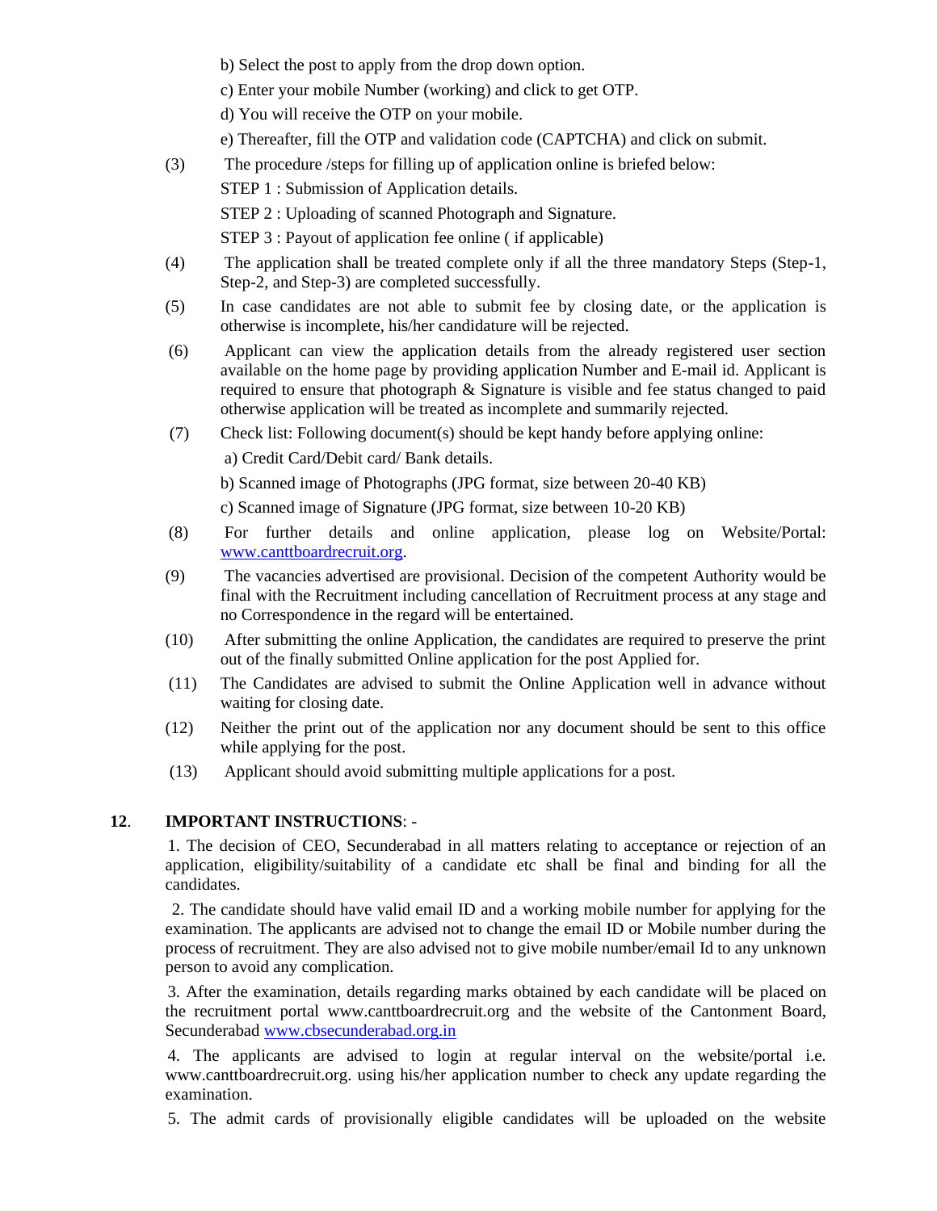b) Select the post to apply from the drop down option.

c) Enter your mobile Number (working) and click to get OTP.

d) You will receive the OTP on your mobile.

e) Thereafter, fill the OTP and validation code (CAPTCHA) and click on submit.

(3) The procedure /steps for filling up of application online is briefed below:

STEP 1 : Submission of Application details.

STEP 2 : Uploading of scanned Photograph and Signature.

STEP 3 : Payout of application fee online ( if applicable)

(4) The application shall be treated complete only if all the three mandatory Steps (Step-1, Step-2, and Step-3) are completed successfully.

(5) In case candidates are not able to submit fee by closing date, or the application is otherwise is incomplete, his/her candidature will be rejected.

(6) Applicant can view the application details from the already registered user section available on the home page by providing application Number and E-mail id. Applicant is required to ensure that photograph & Signature is visible and fee status changed to paid otherwise application will be treated as incomplete and summarily rejected.

(7) Check list: Following document(s) should be kept handy before applying online:

a) Credit Card/Debit card/ Bank details.

b) Scanned image of Photographs (JPG format, size between 20-40 KB)

c) Scanned image of Signature (JPG format, size between 10-20 KB)

(8) For further details and online application, please log on Website/Portal: [www.canttboardrecruit.org](www.canttboardrecruit.org).

(9) The vacancies advertised are provisional. Decision of the competent Authority would be final with the Recruitment including cancellation of Recruitment process at any stage and no Correspondence in the regard will be entertained.

(10) After submitting the online Application, the candidates are required to preserve the print out of the finally submitted Online application for the post Applied for.

(11) The Candidates are advised to submit the Online Application well in advance without waiting for closing date.

(12) Neither the print out of the application nor any document should be sent to this office while applying for the post.

(13) Applicant should avoid submitting multiple applications for a post.

**12. IMPORTANT INSTRUCTIONS**: -

1. The decision of CEO, Secunderabad in all matters relating to acceptance or rejection of an application, eligibility/suitability of a candidate etc shall be final and binding for all the candidates.

2. The candidate should have valid email ID and a working mobile number for applying for the examination. The applicants are advised not to change the email ID or Mobile number during the process of recruitment. They are also advised not to give mobile number/email Id to any unknown person to avoid any complication.

3. After the examination, details regarding marks obtained by each candidate will be placed on the recruitment portal www.canttboardrecruit.org and the website of the Cantonment Board, Secunderabad [www.cbsecunderabad.org.in](www.cbsecunderabad.org.in)

4. The applicants are advised to login at regular interval on the website/portal i.e. www.canttboardrecruit.org. using his/her application number to check any update regarding the examination.

5. The admit cards of provisionally eligible candidates will be uploaded on the website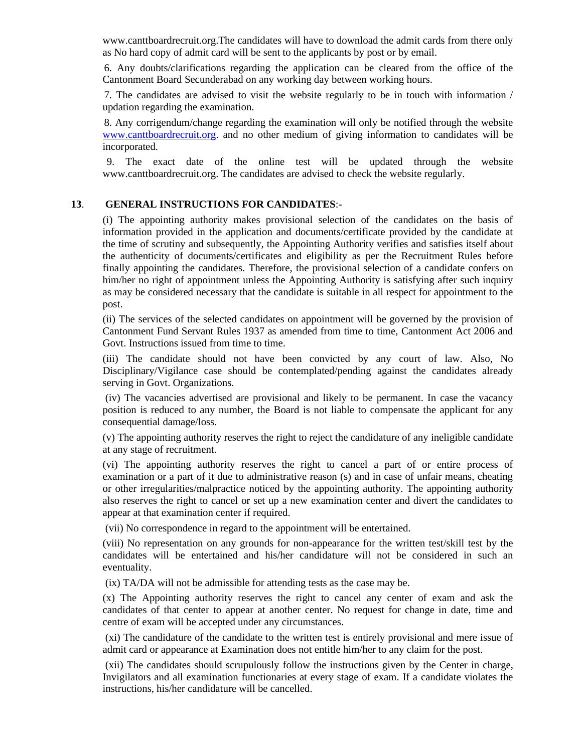www.canttboardrecruit.org.The candidates will have to download the admit cards from there only as No hard copy of admit card will be sent to the applicants by post or by email.

6. Any doubts/clarifications regarding the application can be cleared from the office of the Cantonment Board Secunderabad on any working day between working hours.

7. The candidates are advised to visit the website regularly to be in touch with information / updation regarding the examination.

8. Any corrigendum/change regarding the examination will only be notified through the website www.canttboardrecruit.org. and no other medium of giving information to candidates will be incorporated.

9. The exact date of the online test will be updated through the website www.canttboardrecruit.org. The candidates are advised to check the website regularly.

**13**. **GENERAL INSTRUCTIONS FOR CANDIDATES**:-

(i) The appointing authority makes provisional selection of the candidates on the basis of information provided in the application and documents/certificate provided by the candidate at the time of scrutiny and subsequently, the Appointing Authority verifies and satisfies itself about the authenticity of documents/certificates and eligibility as per the Recruitment Rules before finally appointing the candidates. Therefore, the provisional selection of a candidate confers on him/her no right of appointment unless the Appointing Authority is satisfying after such inquiry as may be considered necessary that the candidate is suitable in all respect for appointment to the post.

(ii) The services of the selected candidates on appointment will be governed by the provision of Cantonment Fund Servant Rules 1937 as amended from time to time, Cantonment Act 2006 and Govt. Instructions issued from time to time.

(iii) The candidate should not have been convicted by any court of law. Also, No Disciplinary/Vigilance case should be contemplated/pending against the candidates already serving in Govt. Organizations.

(iv) The vacancies advertised are provisional and likely to be permanent. In case the vacancy position is reduced to any number, the Board is not liable to compensate the applicant for any consequential damage/loss.

(v) The appointing authority reserves the right to reject the candidature of any ineligible candidate at any stage of recruitment.

(vi) The appointing authority reserves the right to cancel a part of or entire process of examination or a part of it due to administrative reason (s) and in case of unfair means, cheating or other irregularities/malpractice noticed by the appointing authority. The appointing authority also reserves the right to cancel or set up a new examination center and divert the candidates to appear at that examination center if required.

(vii) No correspondence in regard to the appointment will be entertained.

(viii) No representation on any grounds for non-appearance for the written test/skill test by the candidates will be entertained and his/her candidature will not be considered in such an eventuality.

(ix) TA/DA will not be admissible for attending tests as the case may be.

(x) The Appointing authority reserves the right to cancel any center of exam and ask the candidates of that center to appear at another center. No request for change in date, time and centre of exam will be accepted under any circumstances.

(xi) The candidature of the candidate to the written test is entirely provisional and mere issue of admit card or appearance at Examination does not entitle him/her to any claim for the post.

(xii) The candidates should scrupulously follow the instructions given by the Center in charge, Invigilators and all examination functionaries at every stage of exam. If a candidate violates the instructions, his/her candidature will be cancelled.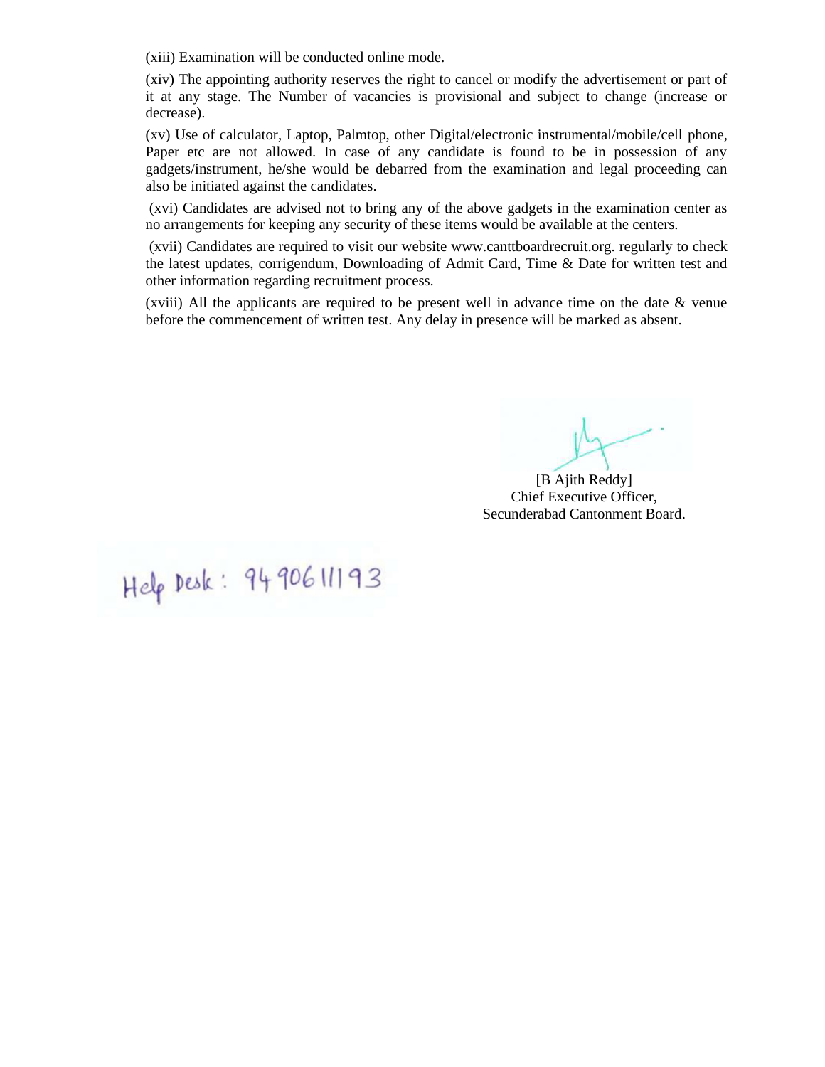(xiii) Examination will be conducted online mode.

(xiv) The appointing authority reserves the right to cancel or modify the advertisement or part of it at any stage. The Number of vacancies is provisional and subject to change (increase or decrease).

(xv) Use of calculator, Laptop, Palmtop, other Digital/electronic instrumental/mobile/cell phone, Paper etc are not allowed. In case of any candidate is found to be in possession of any gadgets/instrument, he/she would be debarred from the examination and legal proceeding can also be initiated against the candidates.

(xvi) Candidates are advised not to bring any of the above gadgets in the examination center as no arrangements for keeping any security of these items would be available at the centers.

(xvii) Candidates are required to visit our website www.canttboardrecruit.org. regularly to check the latest updates, corrigendum, Downloading of Admit Card, Time & Date for written test and other information regarding recruitment process.

(xviii) All the applicants are required to be present well in advance time on the date & venue before the commencement of written test. Any delay in presence will be marked as absent.

[B Ajith Reddy]
Chief Executive Officer,
Secunderabad Cantonment Board.

Help Desk : 9490611193